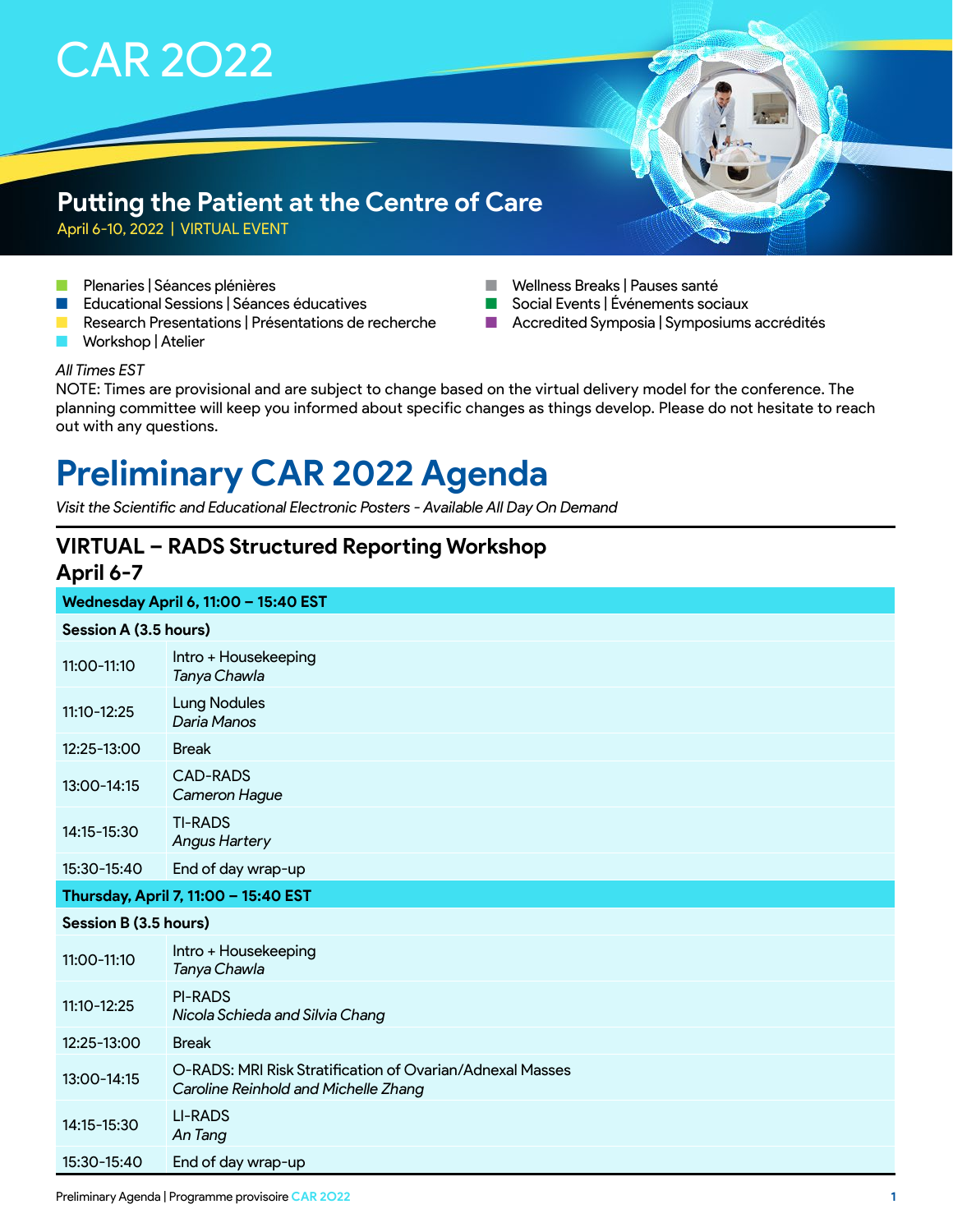# CAR 2022

## Putting the Patient at the Centre of Care

April 6-10, 2022 | VIRTUAL EVENT

- Plenaries | Séances plénières
- Educational Sessions | Séances éducatives
- Research Presentations | Présentations de recherche
- Workshop | Atelier
- Wellness Breaks | Pauses santé
- Social Events | Événements sociaux
- Accredited Symposia | Symposiums accrédités

*All Times EST*

NOTE: Times are provisional and are subject to change based on the virtual delivery model for the conference. The planning committee will keep you informed about specific changes as things develop. Please do not hesitate to reach out with any questions.

# Preliminary CAR 2022 Agenda

*Visit the Scientific and Educational Electronic Posters - Available All Day On Demand*

## VIRTUAL – RADS Structured Reporting Workshop April 6-7

| | |
|---|---|
| **Wednesday April 6, 11:00 – 15:40 EST** | |
| **Session A (3.5 hours)** | |
| 11:00-11:10 | Intro + Housekeeping *Tanya Chawla* |
| 11:10-12:25 | Lung Nodules *Daria Manos* |
| 12:25-13:00 | Break |
| 13:00-14:15 | CAD-RADS *Cameron Hague* |
| 14:15-15:30 | TI-RADS *Angus Hartery* |
| 15:30-15:40 | End of day wrap-up |
| **Thursday, April 7, 11:00 – 15:40 EST** | |
| **Session B (3.5 hours)** | |
| 11:00-11:10 | Intro + Housekeeping *Tanya Chawla* |
| 11:10-12:25 | PI-RADS *Nicola Schieda and Silvia Chang* |
| 12:25-13:00 | Break |
| 13:00-14:15 | O-RADS: MRI Risk Stratification of Ovarian/Adnexal Masses *Caroline Reinhold and Michelle Zhang* |
| 14:15-15:30 | LI-RADS *An Tang* |
| 15:30-15:40 | End of day wrap-up |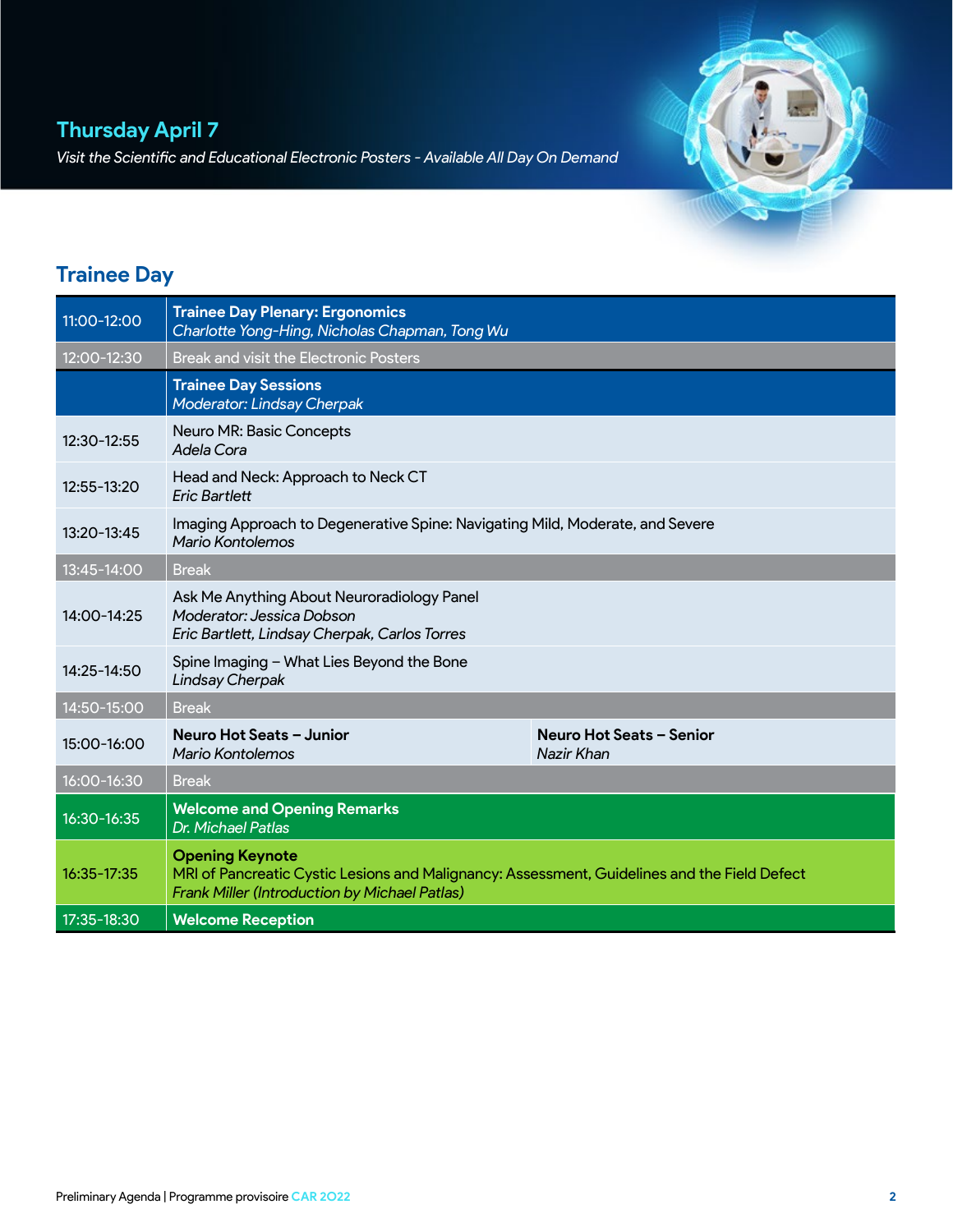## Thursday April 7

*Visit the Scientific and Educational Electronic Posters - Available All Day On Demand*

## Trainee Day

| | | |
|---|---|---|
| 11:00-12:00 | **Trainee Day Plenary: Ergonomics**<br>*Charlotte Yong-Hing, Nicholas Chapman, Tong Wu* | |
| 12:00-12:30 | Break and visit the Electronic Posters | |
| | **Trainee Day Sessions**<br>*Moderator: Lindsay Cherpak* | |
| 12:30-12:55 | Neuro MR: Basic Concepts<br>*Adela Cora* | |
| 12:55-13:20 | Head and Neck: Approach to Neck CT<br>*Eric Bartlett* | |
| 13:20-13:45 | Imaging Approach to Degenerative Spine: Navigating Mild, Moderate, and Severe<br>*Mario Kontolemos* | |
| 13:45-14:00 | Break | |
| 14:00-14:25 | Ask Me Anything About Neuroradiology Panel<br>*Moderator: Jessica Dobson*<br>*Eric Bartlett, Lindsay Cherpak, Carlos Torres* | |
| 14:25-14:50 | Spine Imaging – What Lies Beyond the Bone<br>*Lindsay Cherpak* | |
| 14:50-15:00 | Break | |
| 15:00-16:00 | **Neuro Hot Seats – Junior**<br>*Mario Kontolemos* | **Neuro Hot Seats – Senior**<br>*Nazir Khan* |
| 16:00-16:30 | Break | |
| 16:30-16:35 | **Welcome and Opening Remarks**<br>*Dr. Michael Patlas* | |
| 16:35-17:35 | **Opening Keynote**<br>MRI of Pancreatic Cystic Lesions and Malignancy: Assessment, Guidelines and the Field Defect<br>*Frank Miller (Introduction by Michael Patlas)* | |
| 17:35-18:30 | **Welcome Reception** | |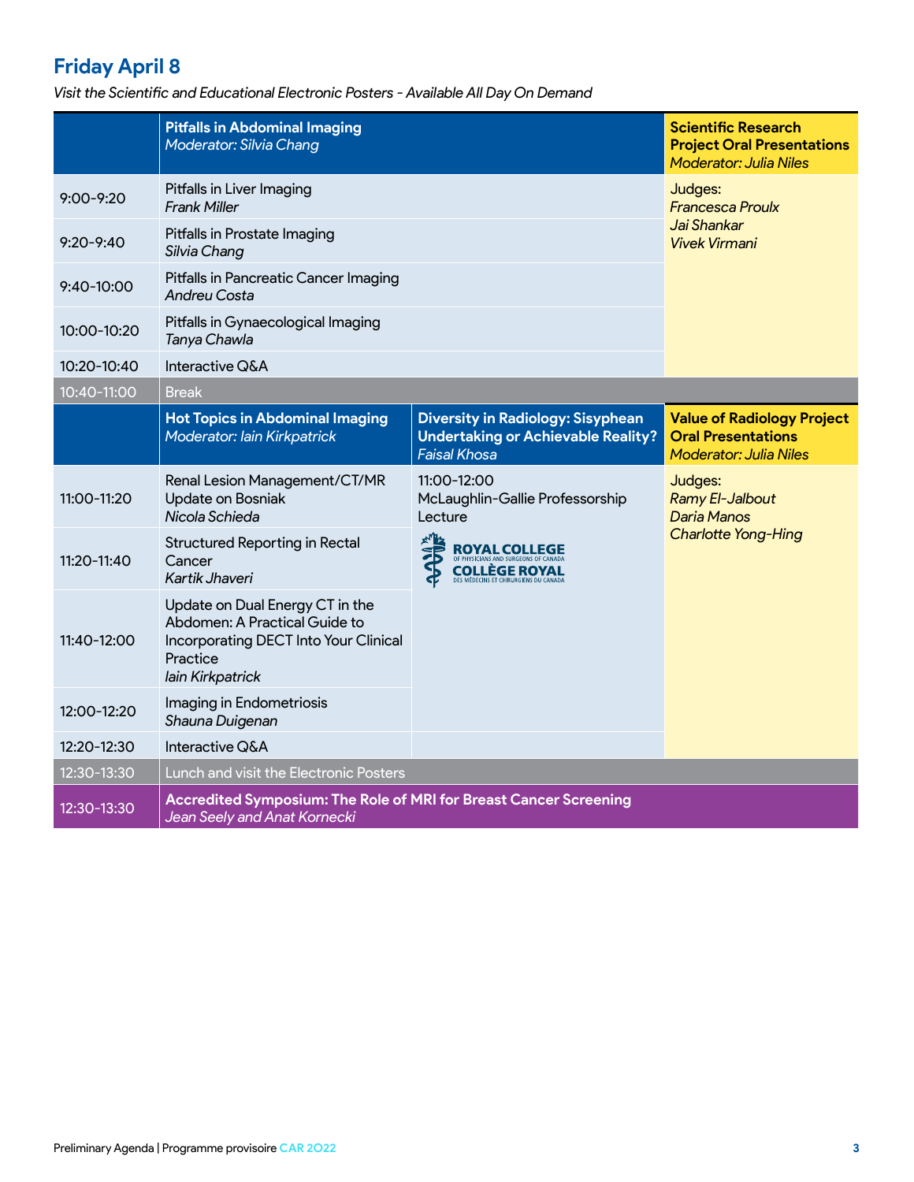## Friday April 8

*Visit the Scientific and Educational Electronic Posters - Available All Day On Demand*

| | | | |
|---|---|---|---|
| | **Pitfalls in Abdominal Imaging** *Moderator: Silvia Chang* | | **Scientific Research Project Oral Presentations** *Moderator: Julia Niles* |
| 9:00-9:20 | Pitfalls in Liver Imaging *Frank Miller* | | Judges: *Francesca Proulx* *Jai Shankar* *Vivek Virmani* |
| 9:20-9:40 | Pitfalls in Prostate Imaging *Silvia Chang* | | |
| 9:40-10:00 | Pitfalls in Pancreatic Cancer Imaging *Andreu Costa* | | |
| 10:00-10:20 | Pitfalls in Gynaecological Imaging *Tanya Chawla* | | |
| 10:20-10:40 | Interactive Q&A | | |
| 10:40-11:00 | Break | | |
| | **Hot Topics in Abdominal Imaging** *Moderator: Iain Kirkpatrick* | **Diversity in Radiology: Sisyphean Undertaking or Achievable Reality?** *Faisal Khosa* | **Value of Radiology Project Oral Presentations** *Moderator: Julia Niles* |
| 11:00-11:20 | Renal Lesion Management/CT/MR Update on Bosniak *Nicola Schieda* | 11:00-12:00 McLaughlin-Gallie Professorship Lecture ROYAL COLLEGE OF PHYSICIANS AND SURGEONS OF CANADA COLLÈGE ROYAL DES MÉDECINS ET CHIRURGIENS DU CANADA | Judges: *Ramy El-Jalbout* *Daria Manos* *Charlotte Yong-Hing* |
| 11:20-11:40 | Structured Reporting in Rectal Cancer *Kartik Jhaveri* | | |
| 11:40-12:00 | Update on Dual Energy CT in the Abdomen: A Practical Guide to Incorporating DECT Into Your Clinical Practice *Iain Kirkpatrick* | | |
| 12:00-12:20 | Imaging in Endometriosis *Shauna Duigenan* | | |
| 12:20-12:30 | Interactive Q&A | | |
| 12:30-13:30 | Lunch and visit the Electronic Posters | | |
| 12:30-13:30 | **Accredited Symposium: The Role of MRI for Breast Cancer Screening** *Jean Seely and Anat Kornecki* | | |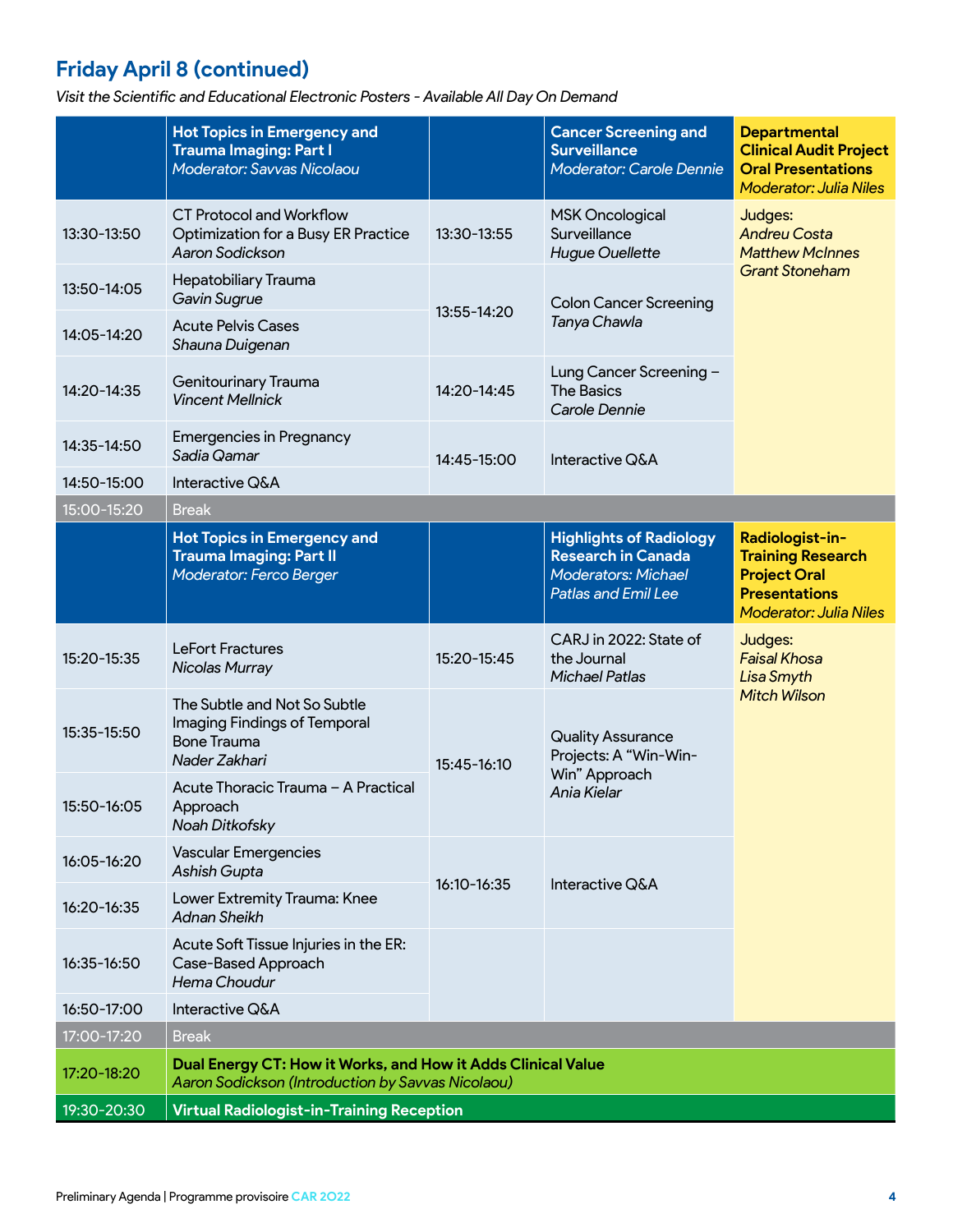## Friday April 8 (continued)

*Visit the Scientific and Educational Electronic Posters - Available All Day On Demand*

| | **Hot Topics in Emergency and Trauma Imaging: Part I** *Moderator: Savvas Nicolaou* | | **Cancer Screening and Surveillance** *Moderator: Carole Dennie* | **Departmental Clinical Audit Project Oral Presentations** *Moderator: Julia Niles* |
|---|---|---|---|---|
| 13:30-13:50 | CT Protocol and Workflow Optimization for a Busy ER Practice *Aaron Sodickson* | 13:30-13:55 | MSK Oncological Surveillance *Hugue Ouellette* | Judges: *Andreu Costa* *Matthew McInnes* *Grant Stoneham* |
| 13:50-14:05 | Hepatobiliary Trauma *Gavin Sugrue* | 13:55-14:20 | Colon Cancer Screening *Tanya Chawla* | |
| 14:05-14:20 | Acute Pelvis Cases *Shauna Duigenan* | | | |
| 14:20-14:35 | Genitourinary Trauma *Vincent Mellnick* | 14:20-14:45 | Lung Cancer Screening – The Basics *Carole Dennie* | |
| 14:35-14:50 | Emergencies in Pregnancy *Sadia Qamar* | 14:45-15:00 | Interactive Q&A | |
| 14:50-15:00 | Interactive Q&A | | | |
| 15:00-15:20 | Break | | | |
| | **Hot Topics in Emergency and Trauma Imaging: Part II** *Moderator: Ferco Berger* | | **Highlights of Radiology Research in Canada** *Moderators: Michael Patlas and Emil Lee* | **Radiologist-in-Training Research Project Oral Presentations** *Moderator: Julia Niles* |
| 15:20-15:35 | LeFort Fractures *Nicolas Murray* | 15:20-15:45 | CARJ in 2022: State of the Journal *Michael Patlas* | Judges: *Faisal Khosa* *Lisa Smyth* *Mitch Wilson* |
| 15:35-15:50 | The Subtle and Not So Subtle Imaging Findings of Temporal Bone Trauma *Nader Zakhari* | 15:45-16:10 | Quality Assurance Projects: A "Win-Win-Win" Approach *Ania Kielar* | |
| 15:50-16:05 | Acute Thoracic Trauma – A Practical Approach *Noah Ditkofsky* | | | |
| 16:05-16:20 | Vascular Emergencies *Ashish Gupta* | 16:10-16:35 | Interactive Q&A | |
| 16:20-16:35 | Lower Extremity Trauma: Knee *Adnan Sheikh* | | | |
| 16:35-16:50 | Acute Soft Tissue Injuries in the ER: Case-Based Approach *Hema Choudur* | | | |
| 16:50-17:00 | Interactive Q&A | | | |
| 17:00-17:20 | Break | | | |
| 17:20-18:20 | **Dual Energy CT: How it Works, and How it Adds Clinical Value** *Aaron Sodickson (Introduction by Savvas Nicolaou)* | | | |
| 19:30-20:30 | **Virtual Radiologist-in-Training Reception** | | | |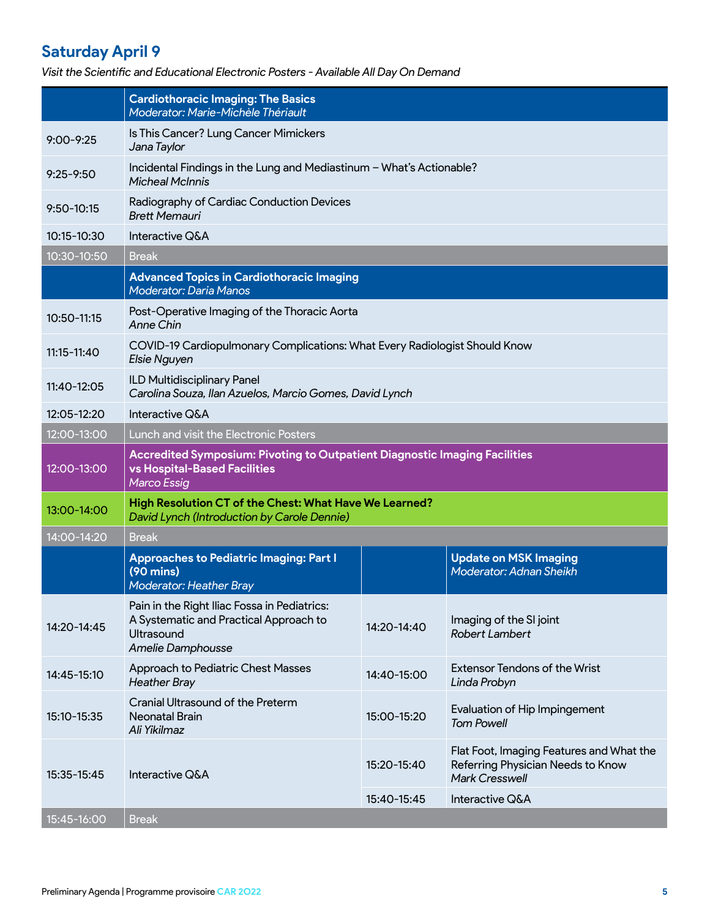## Saturday April 9

*Visit the Scientific and Educational Electronic Posters - Available All Day On Demand*

| | | | |
|---|---|---|---|
| | **Cardiothoracic Imaging: The Basics**<br>*Moderator: Marie-Michèle Thériault* | | |
| 9:00-9:25 | Is This Cancer? Lung Cancer Mimickers<br>*Jana Taylor* | | |
| 9:25-9:50 | Incidental Findings in the Lung and Mediastinum – What's Actionable?<br>*Micheal McInnis* | | |
| 9:50-10:15 | Radiography of Cardiac Conduction Devices<br>*Brett Memauri* | | |
| 10:15-10:30 | Interactive Q&A | | |
| 10:30-10:50 | Break | | |
| | **Advanced Topics in Cardiothoracic Imaging**<br>*Moderator: Daria Manos* | | |
| 10:50-11:15 | Post-Operative Imaging of the Thoracic Aorta<br>*Anne Chin* | | |
| 11:15-11:40 | COVID-19 Cardiopulmonary Complications: What Every Radiologist Should Know<br>*Elsie Nguyen* | | |
| 11:40-12:05 | ILD Multidisciplinary Panel<br>*Carolina Souza, Ilan Azuelos, Marcio Gomes, David Lynch* | | |
| 12:05-12:20 | Interactive Q&A | | |
| 12:00-13:00 | Lunch and visit the Electronic Posters | | |
| 12:00-13:00 | **Accredited Symposium: Pivoting to Outpatient Diagnostic Imaging Facilities vs Hospital-Based Facilities**<br>*Marco Essig* | | |
| 13:00-14:00 | **High Resolution CT of the Chest: What Have We Learned?**<br>*David Lynch (Introduction by Carole Dennie)* | | |
| 14:00-14:20 | Break | | |
| | **Approaches to Pediatric Imaging: Part I (90 mins)**<br>*Moderator: Heather Bray* | | **Update on MSK Imaging**<br>*Moderator: Adnan Sheikh* |
| 14:20-14:45 | Pain in the Right Iliac Fossa in Pediatrics: A Systematic and Practical Approach to Ultrasound<br>*Amelie Damphousse* | 14:20-14:40 | Imaging of the SI joint<br>*Robert Lambert* |
| 14:45-15:10 | Approach to Pediatric Chest Masses<br>*Heather Bray* | 14:40-15:00 | Extensor Tendons of the Wrist<br>*Linda Probyn* |
| 15:10-15:35 | Cranial Ultrasound of the Preterm Neonatal Brain<br>*Ali Yikilmaz* | 15:00-15:20 | Evaluation of Hip Impingement<br>*Tom Powell* |
| 15:35-15:45 | Interactive Q&A | 15:20-15:40 | Flat Foot, Imaging Features and What the Referring Physician Needs to Know<br>*Mark Cresswell* |
| | | 15:40-15:45 | Interactive Q&A |
| 15:45-16:00 | Break | | |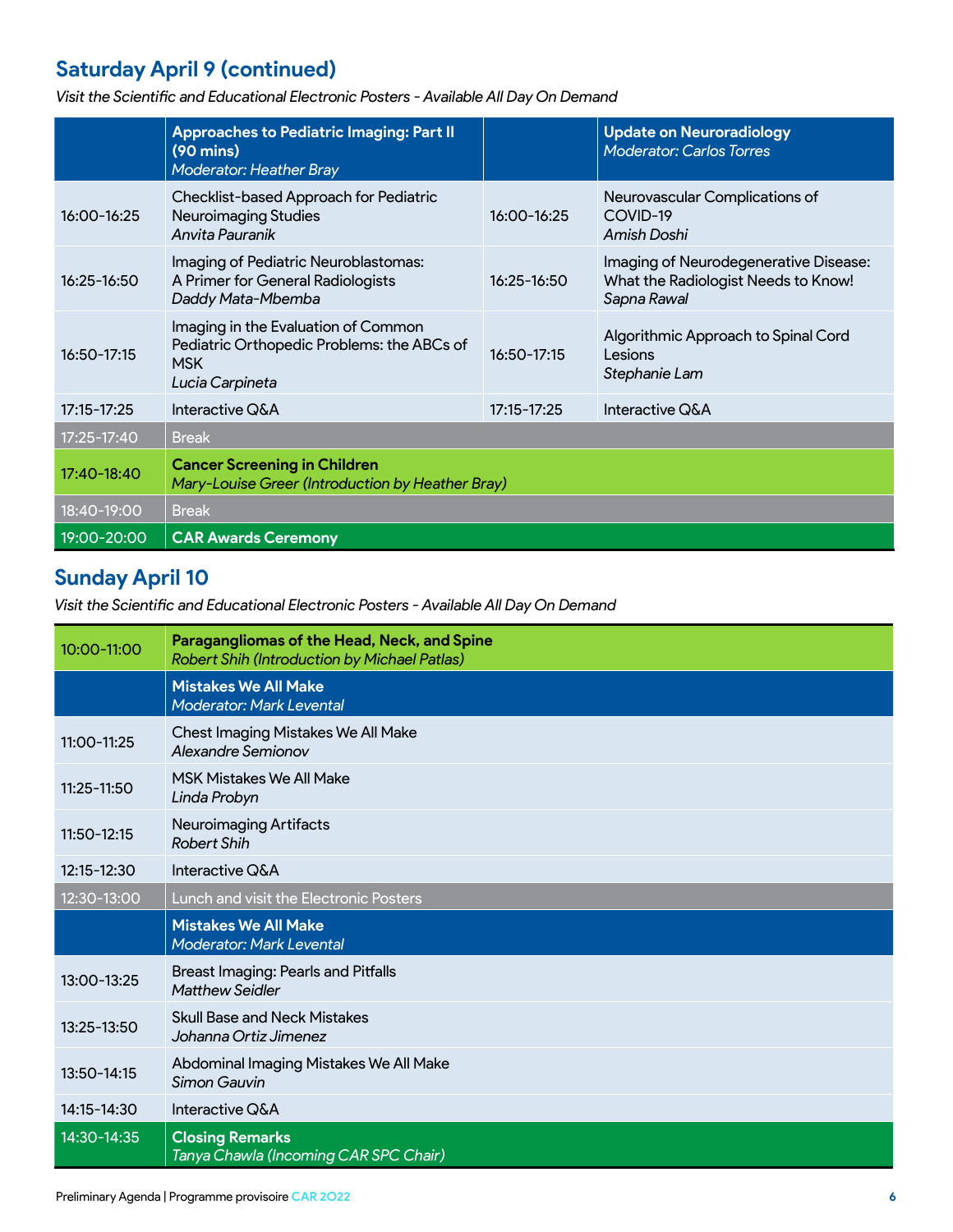## Saturday April 9 (continued)

*Visit the Scientific and Educational Electronic Posters - Available All Day On Demand*

| | **Approaches to Pediatric Imaging: Part II (90 mins)**<br>*Moderator: Heather Bray* | | **Update on Neuroradiology**<br>*Moderator: Carlos Torres* |
|---|---|---|---|
| 16:00-16:25 | Checklist-based Approach for Pediatric Neuroimaging Studies<br>*Anvita Pauranik* | 16:00-16:25 | Neurovascular Complications of COVID-19<br>*Amish Doshi* |
| 16:25-16:50 | Imaging of Pediatric Neuroblastomas: A Primer for General Radiologists<br>*Daddy Mata-Mbemba* | 16:25-16:50 | Imaging of Neurodegenerative Disease: What the Radiologist Needs to Know!<br>*Sapna Rawal* |
| 16:50-17:15 | Imaging in the Evaluation of Common Pediatric Orthopedic Problems: the ABCs of MSK<br>*Lucia Carpineta* | 16:50-17:15 | Algorithmic Approach to Spinal Cord Lesions<br>*Stephanie Lam* |
| 17:15-17:25 | Interactive Q&A | 17:15-17:25 | Interactive Q&A |
| 17:25-17:40 | Break | | |
| 17:40-18:40 | **Cancer Screening in Children**<br>*Mary-Louise Greer (Introduction by Heather Bray)* | | |
| 18:40-19:00 | Break | | |
| 19:00-20:00 | **CAR Awards Ceremony** | | |

## Sunday April 10

*Visit the Scientific and Educational Electronic Posters - Available All Day On Demand*

| | |
|---|---|
| 10:00-11:00 | **Paragangliomas of the Head, Neck, and Spine**<br>*Robert Shih (Introduction by Michael Patlas)* |
| | **Mistakes We All Make**<br>*Moderator: Mark Levental* |
| 11:00-11:25 | Chest Imaging Mistakes We All Make<br>*Alexandre Semionov* |
| 11:25-11:50 | MSK Mistakes We All Make<br>*Linda Probyn* |
| 11:50-12:15 | Neuroimaging Artifacts<br>*Robert Shih* |
| 12:15-12:30 | Interactive Q&A |
| 12:30-13:00 | Lunch and visit the Electronic Posters |
| | **Mistakes We All Make**<br>*Moderator: Mark Levental* |
| 13:00-13:25 | Breast Imaging: Pearls and Pitfalls<br>*Matthew Seidler* |
| 13:25-13:50 | Skull Base and Neck Mistakes<br>*Johanna Ortiz Jimenez* |
| 13:50-14:15 | Abdominal Imaging Mistakes We All Make<br>*Simon Gauvin* |
| 14:15-14:30 | Interactive Q&A |
| 14:30-14:35 | **Closing Remarks**<br>*Tanya Chawla (Incoming CAR SPC Chair)* |